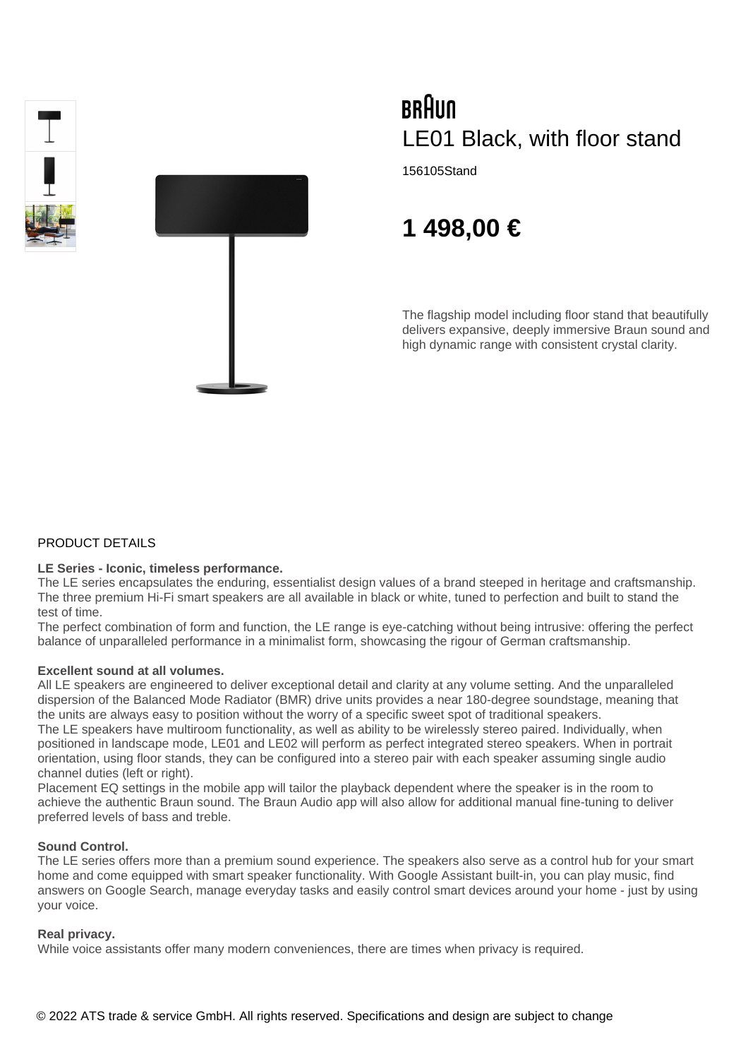BRAUN

# LE01 Black, with floor stand

156105Stand

## 1 498,00 €

The flagship model including floor stand that beautifully delivers expansive, deeply immersive Braun sound and high dynamic range with consistent crystal clarity.

PRODUCT DETAILS

**LE Series - Iconic, timeless performance.**
The LE series encapsulates the enduring, essentialist design values of a brand steeped in heritage and craftsmanship. The three premium Hi-Fi smart speakers are all available in black or white, tuned to perfection and built to stand the test of time.
The perfect combination of form and function, the LE range is eye-catching without being intrusive: offering the perfect balance of unparalleled performance in a minimalist form, showcasing the rigour of German craftsmanship.

**Excellent sound at all volumes.**
All LE speakers are engineered to deliver exceptional detail and clarity at any volume setting. And the unparalleled dispersion of the Balanced Mode Radiator (BMR) drive units provides a near 180-degree soundstage, meaning that the units are always easy to position without the worry of a specific sweet spot of traditional speakers.
The LE speakers have multiroom functionality, as well as ability to be wirelessly stereo paired. Individually, when positioned in landscape mode, LE01 and LE02 will perform as perfect integrated stereo speakers. When in portrait orientation, using floor stands, they can be configured into a stereo pair with each speaker assuming single audio channel duties (left or right).
Placement EQ settings in the mobile app will tailor the playback dependent where the speaker is in the room to achieve the authentic Braun sound. The Braun Audio app will also allow for additional manual fine-tuning to deliver preferred levels of bass and treble.

**Sound Control.**
The LE series offers more than a premium sound experience. The speakers also serve as a control hub for your smart home and come equipped with smart speaker functionality. With Google Assistant built-in, you can play music, find answers on Google Search, manage everyday tasks and easily control smart devices around your home - just by using your voice.

**Real privacy.**
While voice assistants offer many modern conveniences, there are times when privacy is required.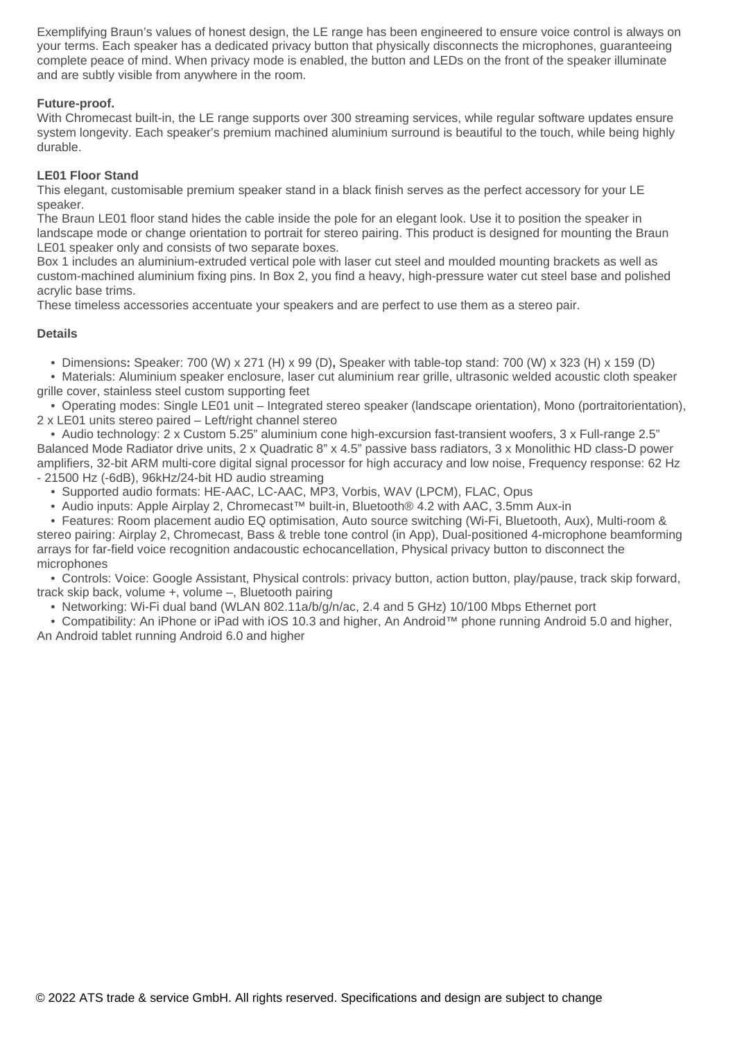Exemplifying Braun’s values of honest design, the LE range has been engineered to ensure voice control is always on your terms. Each speaker has a dedicated privacy button that physically disconnects the microphones, guaranteeing complete peace of mind. When privacy mode is enabled, the button and LEDs on the front of the speaker illuminate and are subtly visible from anywhere in the room.

**Future-proof.**
With Chromecast built-in, the LE range supports over 300 streaming services, while regular software updates ensure system longevity. Each speaker’s premium machined aluminium surround is beautiful to the touch, while being highly durable.

**LE01 Floor Stand**
This elegant, customisable premium speaker stand in a black finish serves as the perfect accessory for your LE speaker.
The Braun LE01 floor stand hides the cable inside the pole for an elegant look. Use it to position the speaker in landscape mode or change orientation to portrait for stereo pairing. This product is designed for mounting the Braun LE01 speaker only and consists of two separate boxes.
Box 1 includes an aluminium-extruded vertical pole with laser cut steel and moulded mounting brackets as well as custom-machined aluminium fixing pins. In Box 2, you find a heavy, high-pressure water cut steel base and polished acrylic base trims.
These timeless accessories accentuate your speakers and are perfect to use them as a stereo pair.

**Details**

- Dimensions**:** Speaker: 700 (W) x 271 (H) x 99 (D)**,** Speaker with table-top stand: 700 (W) x 323 (H) x 159 (D)
- Materials: Aluminium speaker enclosure, laser cut aluminium rear grille, ultrasonic welded acoustic cloth speaker grille cover, stainless steel custom supporting feet
- Operating modes: Single LE01 unit – Integrated stereo speaker (landscape orientation), Mono (portraitorientation), 2 x LE01 units stereo paired – Left/right channel stereo
- Audio technology: 2 x Custom 5.25” aluminium cone high-excursion fast-transient woofers, 3 x Full-range 2.5” Balanced Mode Radiator drive units, 2 x Quadratic 8” x 4.5” passive bass radiators, 3 x Monolithic HD class-D power amplifiers, 32-bit ARM multi-core digital signal processor for high accuracy and low noise, Frequency response: 62 Hz - 21500 Hz (-6dB), 96kHz/24-bit HD audio streaming
- Supported audio formats: HE-AAC, LC-AAC, MP3, Vorbis, WAV (LPCM), FLAC, Opus
- Audio inputs: Apple Airplay 2, Chromecast™ built-in, Bluetooth® 4.2 with AAC, 3.5mm Aux-in
- Features: Room placement audio EQ optimisation, Auto source switching (Wi-Fi, Bluetooth, Aux), Multi-room & stereo pairing: Airplay 2, Chromecast, Bass & treble tone control (in App), Dual-positioned 4-microphone beamforming arrays for far-field voice recognition andacoustic echocancellation, Physical privacy button to disconnect the microphones
- Controls: Voice: Google Assistant, Physical controls: privacy button, action button, play/pause, track skip forward, track skip back, volume +, volume –, Bluetooth pairing
- Networking: Wi-Fi dual band (WLAN 802.11a/b/g/n/ac, 2.4 and 5 GHz) 10/100 Mbps Ethernet port
- Compatibility: An iPhone or iPad with iOS 10.3 and higher, An Android™ phone running Android 5.0 and higher, An Android tablet running Android 6.0 and higher

© 2022 ATS trade & service GmbH. All rights reserved. Specifications and design are subject to change